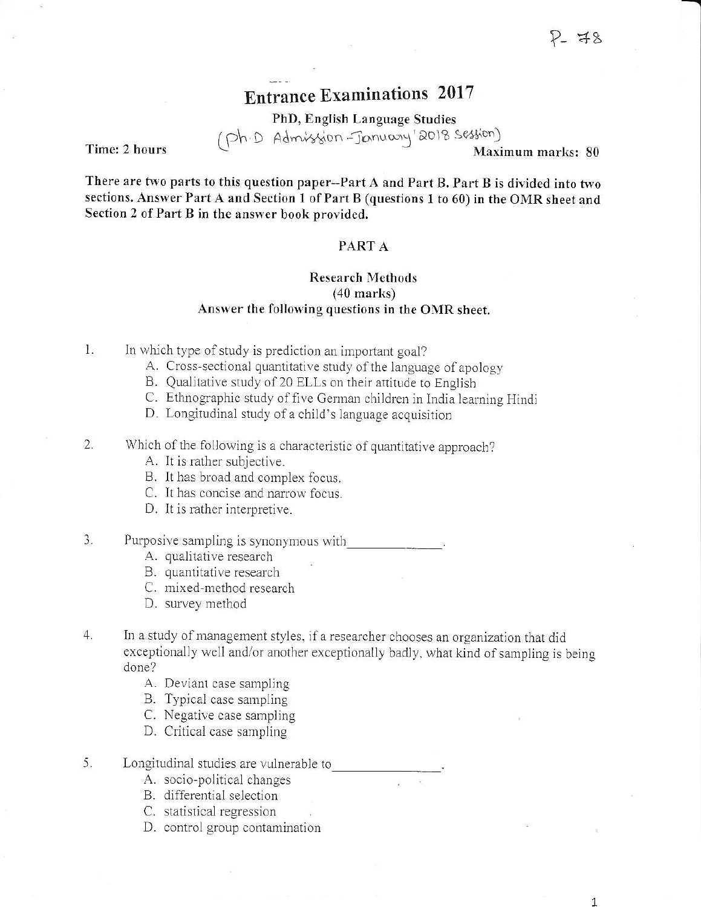P- 78

# Entrance Examinations 2017

## PhD, English Language Studies

(Ph.D Admission - January '2018 Session)

**Time: 2 hours** **Maximum marks: 80**

**There are two parts to this question paper--Part A and Part B. Part B is divided into two sections. Answer Part A and Section 1 of Part B (questions 1 to 60) in the OMR sheet and Section 2 of Part B in the answer book provided.**

## PART A

### Research Methods
### (40 marks)

**Answer the following questions in the OMR sheet.**

1. In which type of study is prediction an important goal?
   - A. Cross-sectional quantitative study of the language of apology
   - B. Qualitative study of 20 ELLs on their attitude to English
   - C. Ethnographic study of five German children in India learning Hindi
   - D. Longitudinal study of a child's language acquisition

2. Which of the following is a characteristic of quantitative approach?
   - A. It is rather subjective.
   - B. It has broad and complex focus.
   - C. It has concise and narrow focus.
   - D. It is rather interpretive.

3. Purposive sampling is synonymous with______________.
   - A. qualitative research
   - B. quantitative research
   - C. mixed-method research
   - D. survey method

4. In a study of management styles, if a researcher chooses an organization that did exceptionally well and/or another exceptionally badly, what kind of sampling is being done?
   - A. Deviant case sampling
   - B. Typical case sampling
   - C. Negative case sampling
   - D. Critical case sampling

5. Longitudinal studies are vulnerable to_______________.
   - A. socio-political changes
   - B. differential selection
   - C. statistical regression
   - D. control group contamination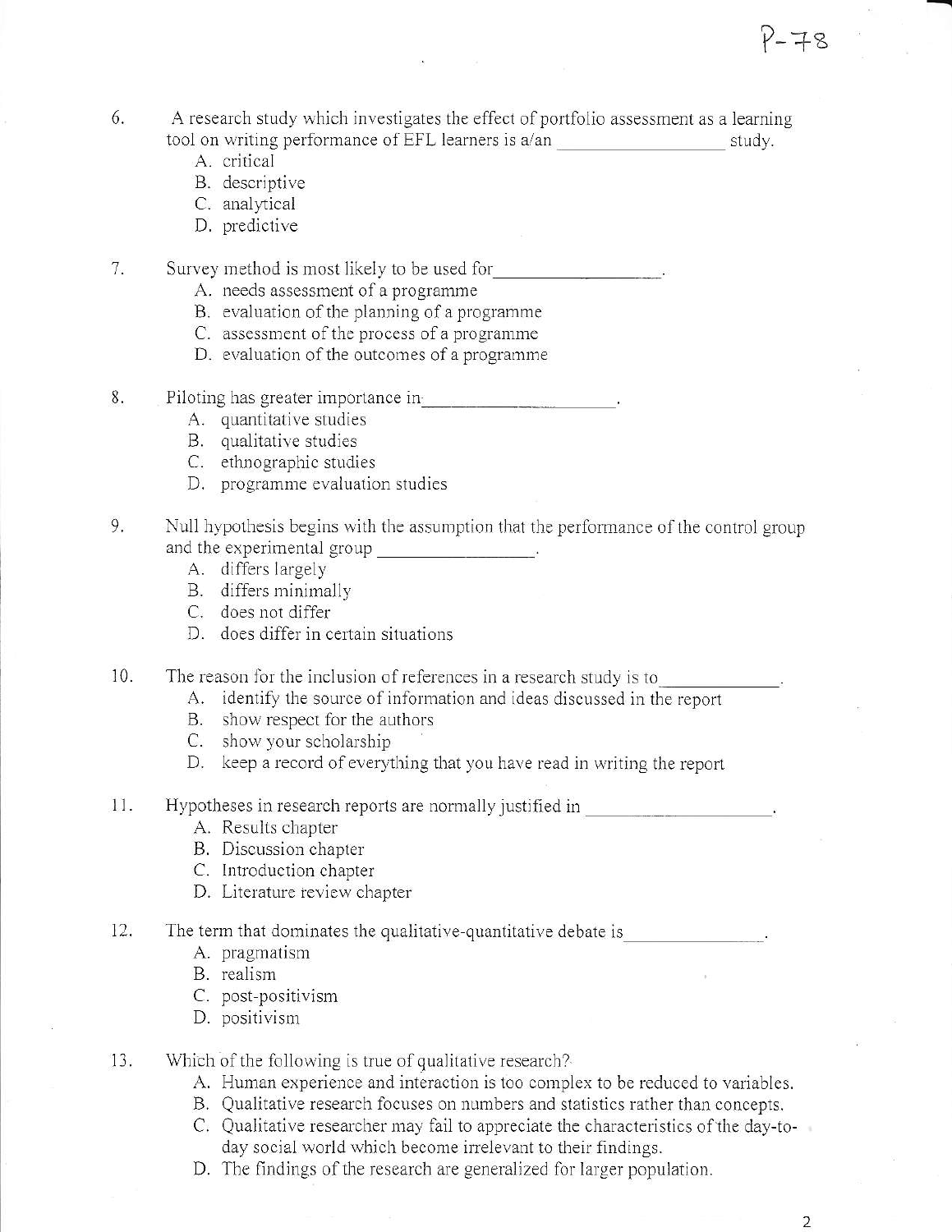6. A research study which investigates the effect of portfolio assessment as a learning tool on writing performance of EFL learners is a/an __________________ study.
   A. critical
   B. descriptive
   C. analytical
   D. predictive

7. Survey method is most likely to be used for__________________.
   A. needs assessment of a programme
   B. evaluation of the planning of a programme
   C. assessment of the process of a programme
   D. evaluation of the outcomes of a programme

8. Piloting has greater importance in____________________.
   A. quantitative studies
   B. qualitative studies
   C. ethnographic studies
   D. programme evaluation studies

9. Null hypothesis begins with the assumption that the performance of the control group and the experimental group ________________.
   A. differs largely
   B. differs minimally
   C. does not differ
   D. does differ in certain situations

10. The reason for the inclusion of references in a research study is to____________.
    A. identify the source of information and ideas discussed in the report
    B. show respect for the authors
    C. show your scholarship
    D. keep a record of everything that you have read in writing the report

11. Hypotheses in research reports are normally justified in ___________________.
    A. Results chapter
    B. Discussion chapter
    C. Introduction chapter
    D. Literature review chapter

12. The term that dominates the qualitative-quantitative debate is______________.
    A. pragmatism
    B. realism
    C. post-positivism
    D. positivism

13. Which of the following is true of qualitative research?
    A. Human experience and interaction is too complex to be reduced to variables.
    B. Qualitative research focuses on numbers and statistics rather than concepts.
    C. Qualitative researcher may fail to appreciate the characteristics of the day-to-day social world which become irrelevant to their findings.
    D. The findings of the research are generalized for larger population.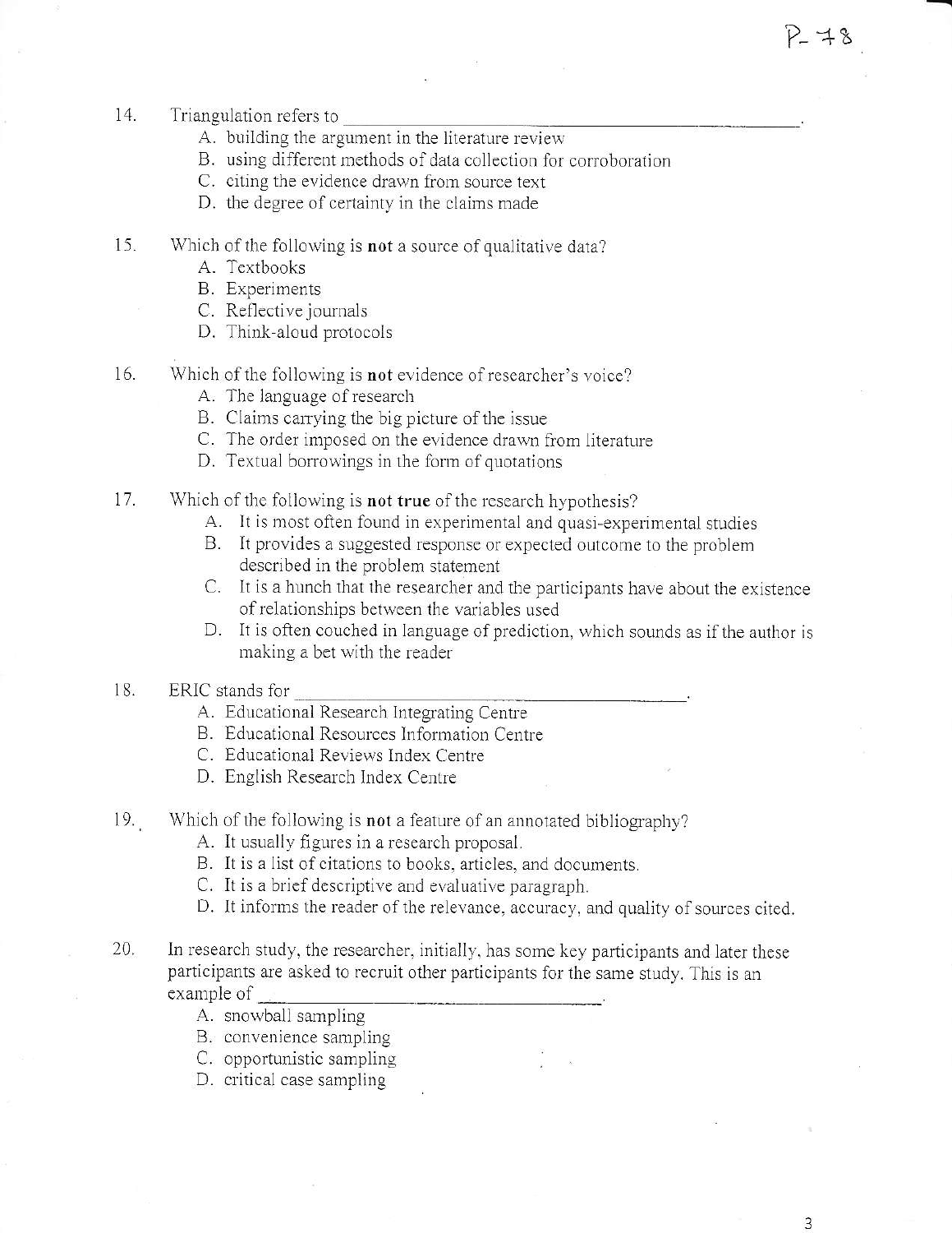14. Triangulation refers to ______________________________.
    A. building the argument in the literature review
    B. using different methods of data collection for corroboration
    C. citing the evidence drawn from source text
    D. the degree of certainty in the claims made

15. Which of the following is **not** a source of qualitative data?
    A. Textbooks
    B. Experiments
    C. Reflective journals
    D. Think-aloud protocols

16. Which of the following is **not** evidence of researcher's voice?
    A. The language of research
    B. Claims carrying the big picture of the issue
    C. The order imposed on the evidence drawn from literature
    D. Textual borrowings in the form of quotations

17. Which of the following is **not true** of the research hypothesis?
    A. It is most often found in experimental and quasi-experimental studies
    B. It provides a suggested response or expected outcome to the problem described in the problem statement
    C. It is a hunch that the researcher and the participants have about the existence of relationships between the variables used
    D. It is often couched in language of prediction, which sounds as if the author is making a bet with the reader

18. ERIC stands for ______________________________.
    A. Educational Research Integrating Centre
    B. Educational Resources Information Centre
    C. Educational Reviews Index Centre
    D. English Research Index Centre

19. Which of the following is **not** a feature of an annotated bibliography?
    A. It usually figures in a research proposal.
    B. It is a list of citations to books, articles, and documents.
    C. It is a brief descriptive and evaluative paragraph.
    D. It informs the reader of the relevance, accuracy, and quality of sources cited.

20. In research study, the researcher, initially, has some key participants and later these participants are asked to recruit other participants for the same study. This is an example of ______________________________.
    A. snowball sampling
    B. convenience sampling
    C. opportunistic sampling
    D. critical case sampling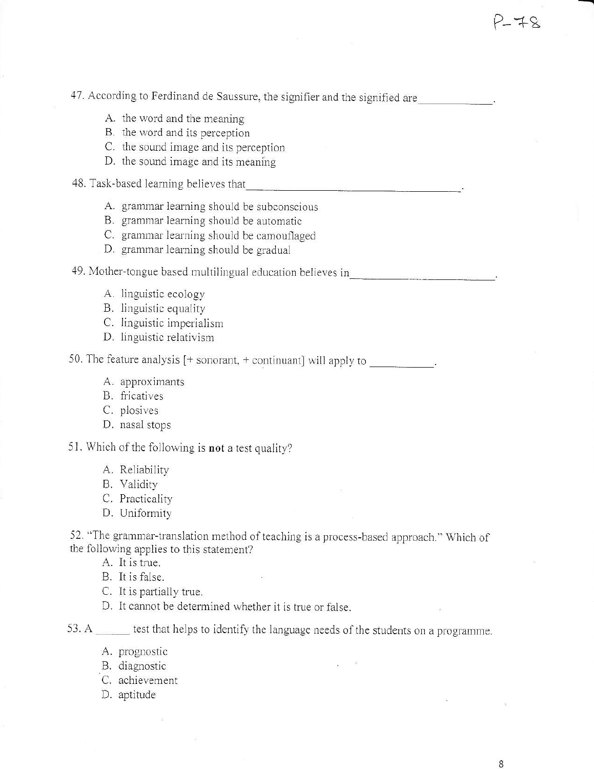47. According to Ferdinand de Saussure, the signifier and the signified are____________.

   A. the word and the meaning
   B. the word and its perception
   C. the sound image and its perception
   D. the sound image and its meaning

48. Task-based learning believes that________________________________.

   A. grammar learning should be subconscious
   B. grammar learning should be automatic
   C. grammar learning should be camouflaged
   D. grammar learning should be gradual

49. Mother-tongue based multilingual education believes in______________________.

   A. linguistic ecology
   B. linguistic equality
   C. linguistic imperialism
   D. linguistic relativism

50. The feature analysis [+ sonorant, + continuant] will apply to __________.

   A. approximants
   B. fricatives
   C. plosives
   D. nasal stops

51. Which of the following is **not** a test quality?

   A. Reliability
   B. Validity
   C. Practicality
   D. Uniformity

52. "The grammar-translation method of teaching is a process-based approach." Which of the following applies to this statement?

   A. It is true.
   B. It is false.
   C. It is partially true.
   D. It cannot be determined whether it is true or false.

53. A ______ test that helps to identify the language needs of the students on a programme.

   A. prognostic
   B. diagnostic
   C. achievement
   D. aptitude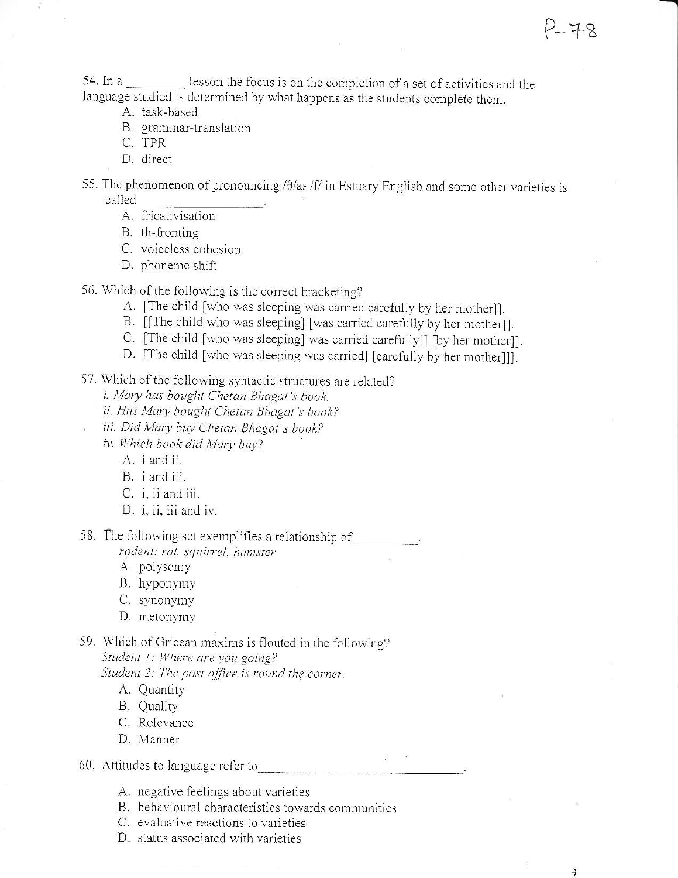54. In a _________ lesson the focus is on the completion of a set of activities and the language studied is determined by what happens as the students complete them.

- A. task-based
- B. grammar-translation
- C. TPR
- D. direct

55. The phenomenon of pronouncing /θ/as /f/ in Estuary English and some other varieties is called_________________.

- A. fricativisation
- B. th-fronting
- C. voiceless cohesion
- D. phoneme shift

56. Which of the following is the correct bracketing?

- A. [The child [who was sleeping was carried carefully by her mother]].
- B. [[The child who was sleeping] [was carried carefully by her mother]].
- C. [The child [who was sleeping] was carried carefully]] [by her mother]].
- D. [The child [who was sleeping was carried] [carefully by her mother]]].

57. Which of the following syntactic structures are related?

*i. Mary has bought Chetan Bhagat's book.*
*ii. Has Mary bought Chetan Bhagat's book?*
*iii. Did Mary buy Chetan Bhagat's book?*
*iv. Which book did Mary buy?*

- A. i and ii.
- B. i and iii.
- C. i, ii and iii.
- D. i, ii, iii and iv.

58. The following set exemplifies a relationship of_________.

*rodent: rat, squirrel, hamster*

- A. polysemy
- B. hyponymy
- C. synonymy
- D. metonymy

59. Which of Gricean maxims is flouted in the following?

*Student 1: Where are you going?*
*Student 2: The post office is round the corner.*

- A. Quantity
- B. Quality
- C. Relevance
- D. Manner

60. Attitudes to language refer to_________________________________.

- A. negative feelings about varieties
- B. behavioural characteristics towards communities
- C. evaluative reactions to varieties
- D. status associated with varieties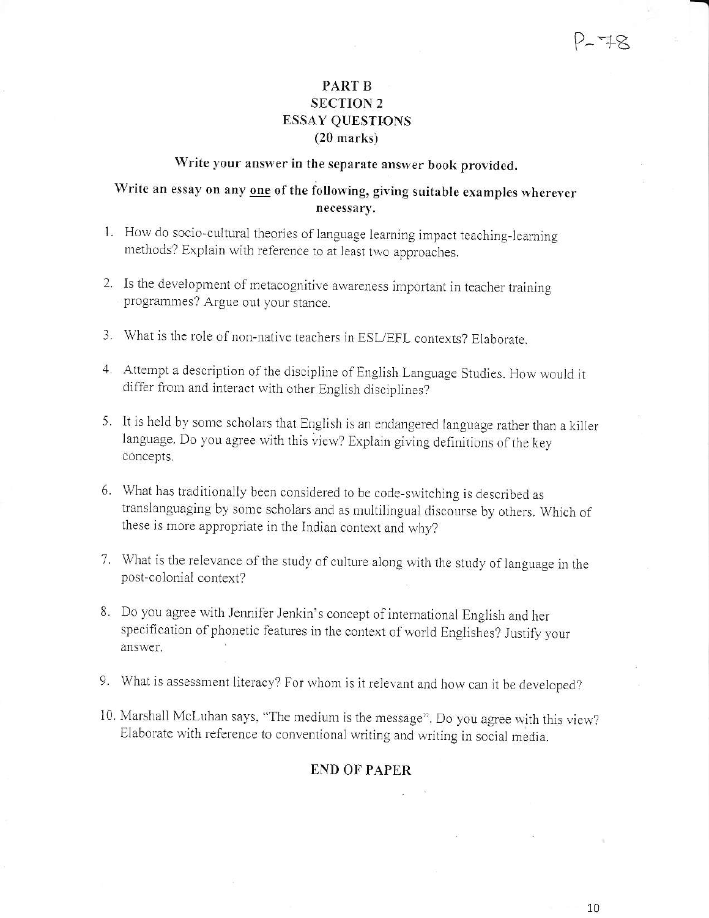P-78

# PART B
## SECTION 2
## ESSAY QUESTIONS
### (20 marks)

**Write your answer in the separate answer book provided.**

**Write an essay on any <u>one</u> of the following, giving suitable examples wherever necessary.**

1. How do socio-cultural theories of language learning impact teaching-learning methods? Explain with reference to at least two approaches.

2. Is the development of metacognitive awareness important in teacher training programmes? Argue out your stance.

3. What is the role of non-native teachers in ESL/EFL contexts? Elaborate.

4. Attempt a description of the discipline of English Language Studies. How would it differ from and interact with other English disciplines?

5. It is held by some scholars that English is an endangered language rather than a killer language. Do you agree with this view? Explain giving definitions of the key concepts.

6. What has traditionally been considered to be code-switching is described as translanguaging by some scholars and as multilingual discourse by others. Which of these is more appropriate in the Indian context and why?

7. What is the relevance of the study of culture along with the study of language in the post-colonial context?

8. Do you agree with Jennifer Jenkin's concept of international English and her specification of phonetic features in the context of world Englishes? Justify your answer.

9. What is assessment literacy? For whom is it relevant and how can it be developed?

10. Marshall McLuhan says, "The medium is the message". Do you agree with this view? Elaborate with reference to conventional writing and writing in social media.

**END OF PAPER**